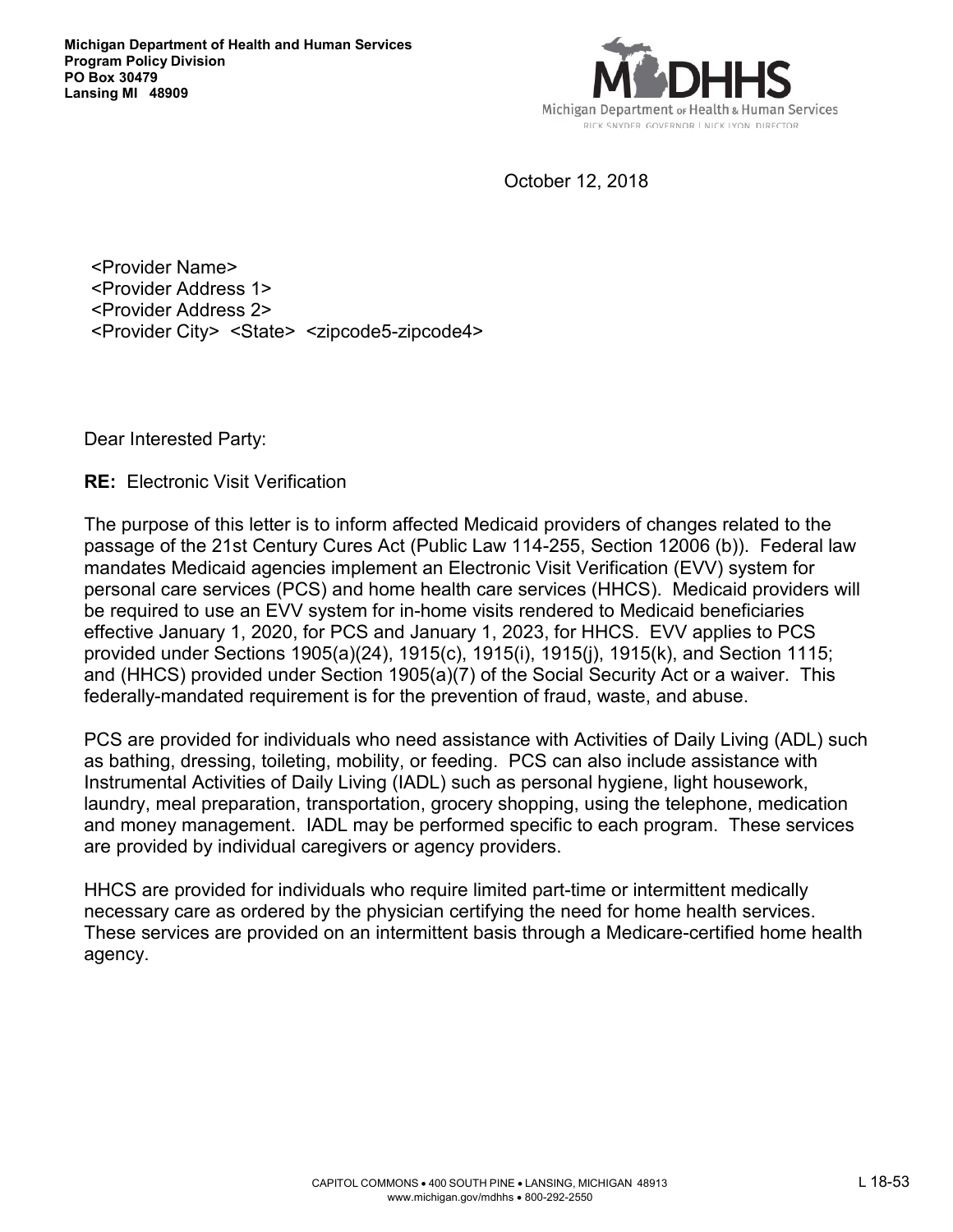**Michigan Department of Health and Human Services**
**Program Policy Division**
**PO Box 30479**
**Lansing MI 48909**

Michigan Department of Health & Human Services
RICK SNYDER, GOVERNOR | NICK LYON, DIRECTOR

October 12, 2018

<Provider Name>
<Provider Address 1>
<Provider Address 2>
<Provider City> <State> <zipcode5-zipcode4>

Dear Interested Party:

**RE:** Electronic Visit Verification

The purpose of this letter is to inform affected Medicaid providers of changes related to the passage of the 21st Century Cures Act (Public Law 114-255, Section 12006 (b)). Federal law mandates Medicaid agencies implement an Electronic Visit Verification (EVV) system for personal care services (PCS) and home health care services (HHCS). Medicaid providers will be required to use an EVV system for in-home visits rendered to Medicaid beneficiaries effective January 1, 2020, for PCS and January 1, 2023, for HHCS. EVV applies to PCS provided under Sections 1905(a)(24), 1915(c), 1915(i), 1915(j), 1915(k), and Section 1115; and (HHCS) provided under Section 1905(a)(7) of the Social Security Act or a waiver. This federally-mandated requirement is for the prevention of fraud, waste, and abuse.

PCS are provided for individuals who need assistance with Activities of Daily Living (ADL) such as bathing, dressing, toileting, mobility, or feeding. PCS can also include assistance with Instrumental Activities of Daily Living (IADL) such as personal hygiene, light housework, laundry, meal preparation, transportation, grocery shopping, using the telephone, medication and money management. IADL may be performed specific to each program. These services are provided by individual caregivers or agency providers.

HHCS are provided for individuals who require limited part-time or intermittent medically necessary care as ordered by the physician certifying the need for home health services. These services are provided on an intermittent basis through a Medicare-certified home health agency.

CAPITOL COMMONS • 400 SOUTH PINE • LANSING, MICHIGAN 48913
www.michigan.gov/mdhhs • 800-292-2550

L 18-53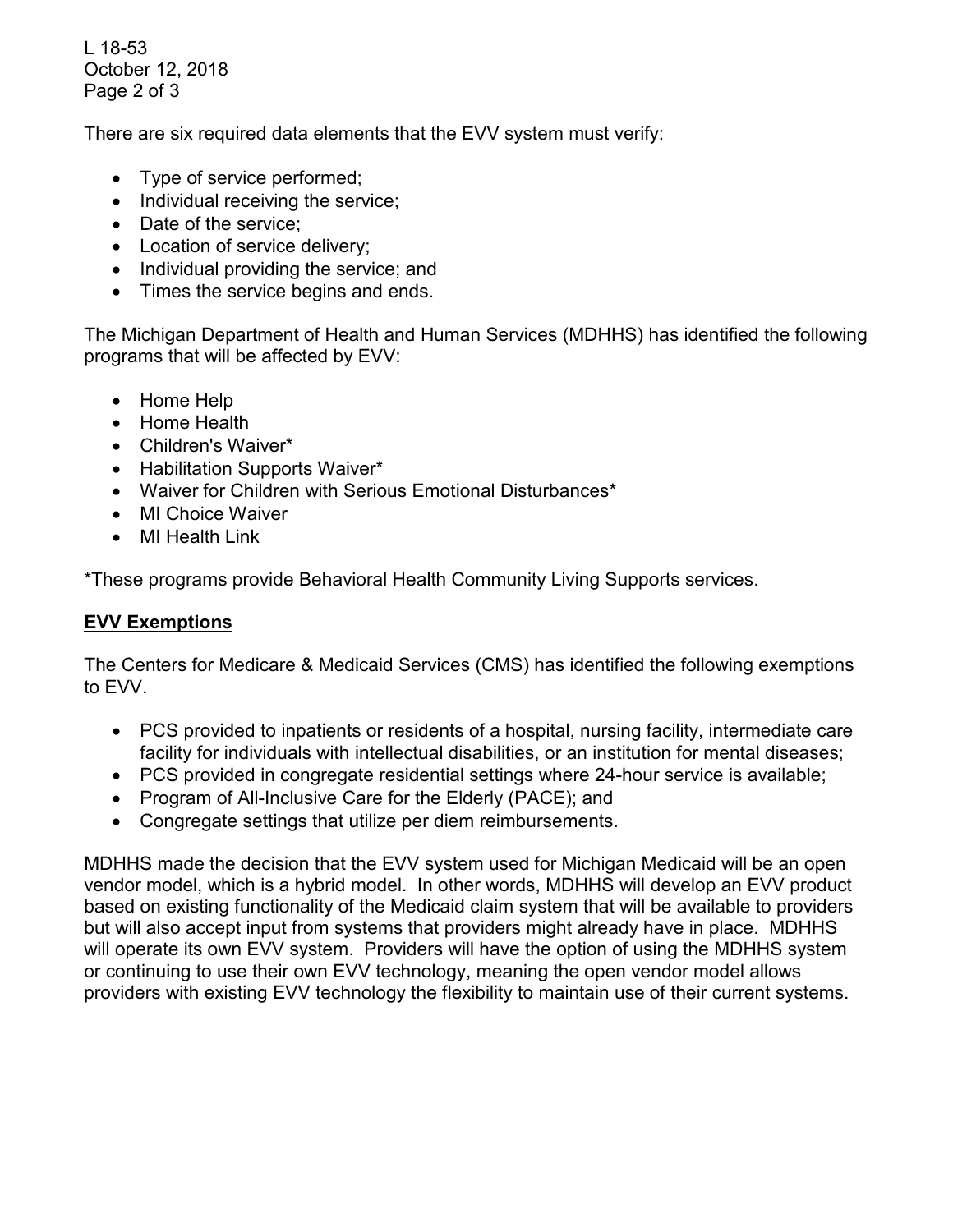There are six required data elements that the EVV system must verify:

- Type of service performed;
- Individual receiving the service;
- Date of the service;
- Location of service delivery;
- Individual providing the service; and
- Times the service begins and ends.

The Michigan Department of Health and Human Services (MDHHS) has identified the following programs that will be affected by EVV:

- Home Help
- Home Health
- Children's Waiver*
- Habilitation Supports Waiver*
- Waiver for Children with Serious Emotional Disturbances*
- MI Choice Waiver
- MI Health Link

*These programs provide Behavioral Health Community Living Supports services.

## **EVV Exemptions**

The Centers for Medicare & Medicaid Services (CMS) has identified the following exemptions to EVV.

- PCS provided to inpatients or residents of a hospital, nursing facility, intermediate care facility for individuals with intellectual disabilities, or an institution for mental diseases;
- PCS provided in congregate residential settings where 24-hour service is available;
- Program of All-Inclusive Care for the Elderly (PACE); and
- Congregate settings that utilize per diem reimbursements.

MDHHS made the decision that the EVV system used for Michigan Medicaid will be an open vendor model, which is a hybrid model. In other words, MDHHS will develop an EVV product based on existing functionality of the Medicaid claim system that will be available to providers but will also accept input from systems that providers might already have in place. MDHHS will operate its own EVV system. Providers will have the option of using the MDHHS system or continuing to use their own EVV technology, meaning the open vendor model allows providers with existing EVV technology the flexibility to maintain use of their current systems.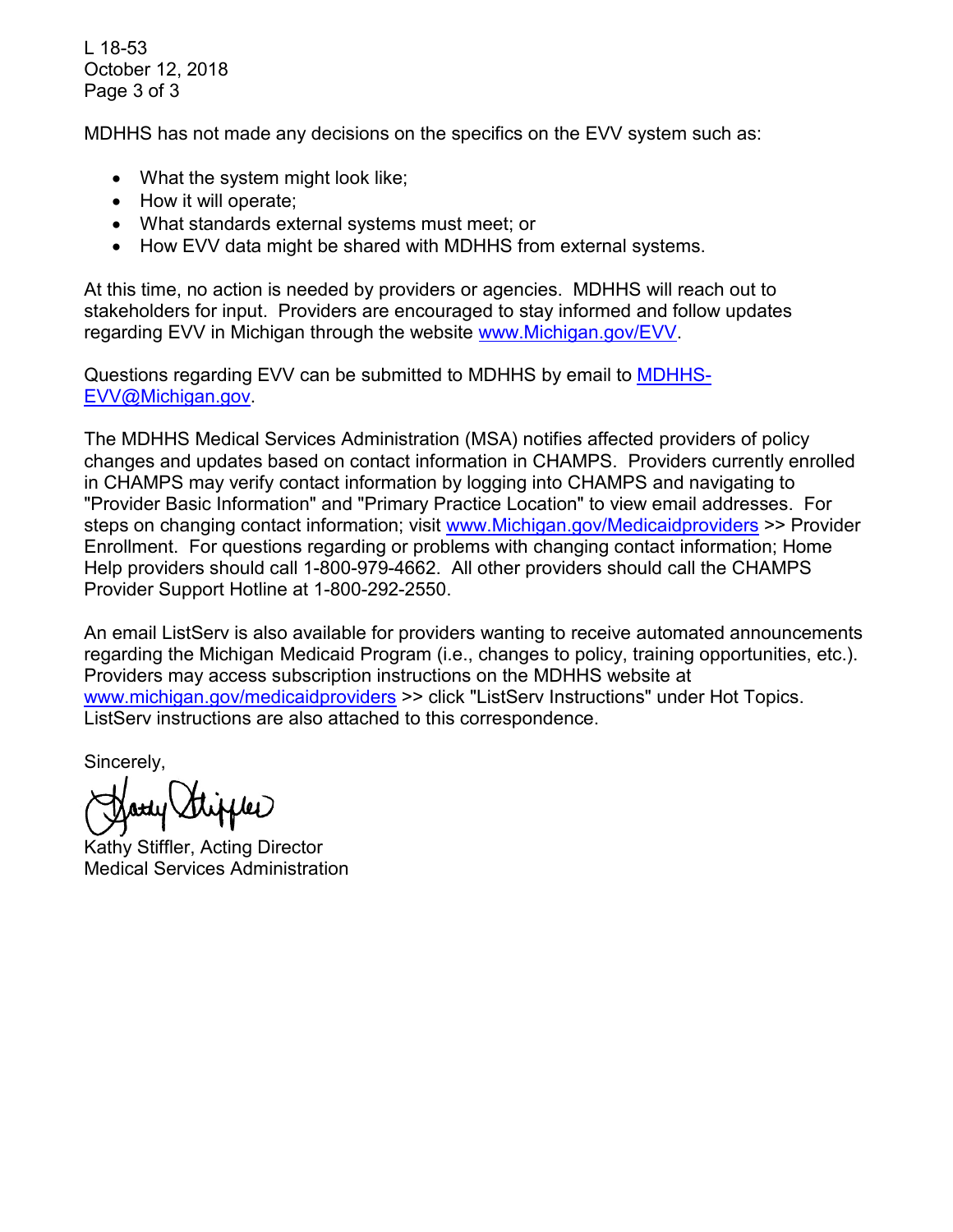MDHHS has not made any decisions on the specifics on the EVV system such as:

- What the system might look like;
- How it will operate;
- What standards external systems must meet; or
- How EVV data might be shared with MDHHS from external systems.

At this time, no action is needed by providers or agencies. MDHHS will reach out to stakeholders for input. Providers are encouraged to stay informed and follow updates regarding EVV in Michigan through the website www.Michigan.gov/EVV.

Questions regarding EVV can be submitted to MDHHS by email to MDHHS-EVV@Michigan.gov.

The MDHHS Medical Services Administration (MSA) notifies affected providers of policy changes and updates based on contact information in CHAMPS. Providers currently enrolled in CHAMPS may verify contact information by logging into CHAMPS and navigating to "Provider Basic Information" and "Primary Practice Location" to view email addresses. For steps on changing contact information; visit www.Michigan.gov/Medicaidproviders >> Provider Enrollment. For questions regarding or problems with changing contact information; Home Help providers should call 1-800-979-4662. All other providers should call the CHAMPS Provider Support Hotline at 1-800-292-2550.

An email ListServ is also available for providers wanting to receive automated announcements regarding the Michigan Medicaid Program (i.e., changes to policy, training opportunities, etc.). Providers may access subscription instructions on the MDHHS website at www.michigan.gov/medicaidproviders >> click "ListServ Instructions" under Hot Topics. ListServ instructions are also attached to this correspondence.

Sincerely,

Kathy Stiffler, Acting Director
Medical Services Administration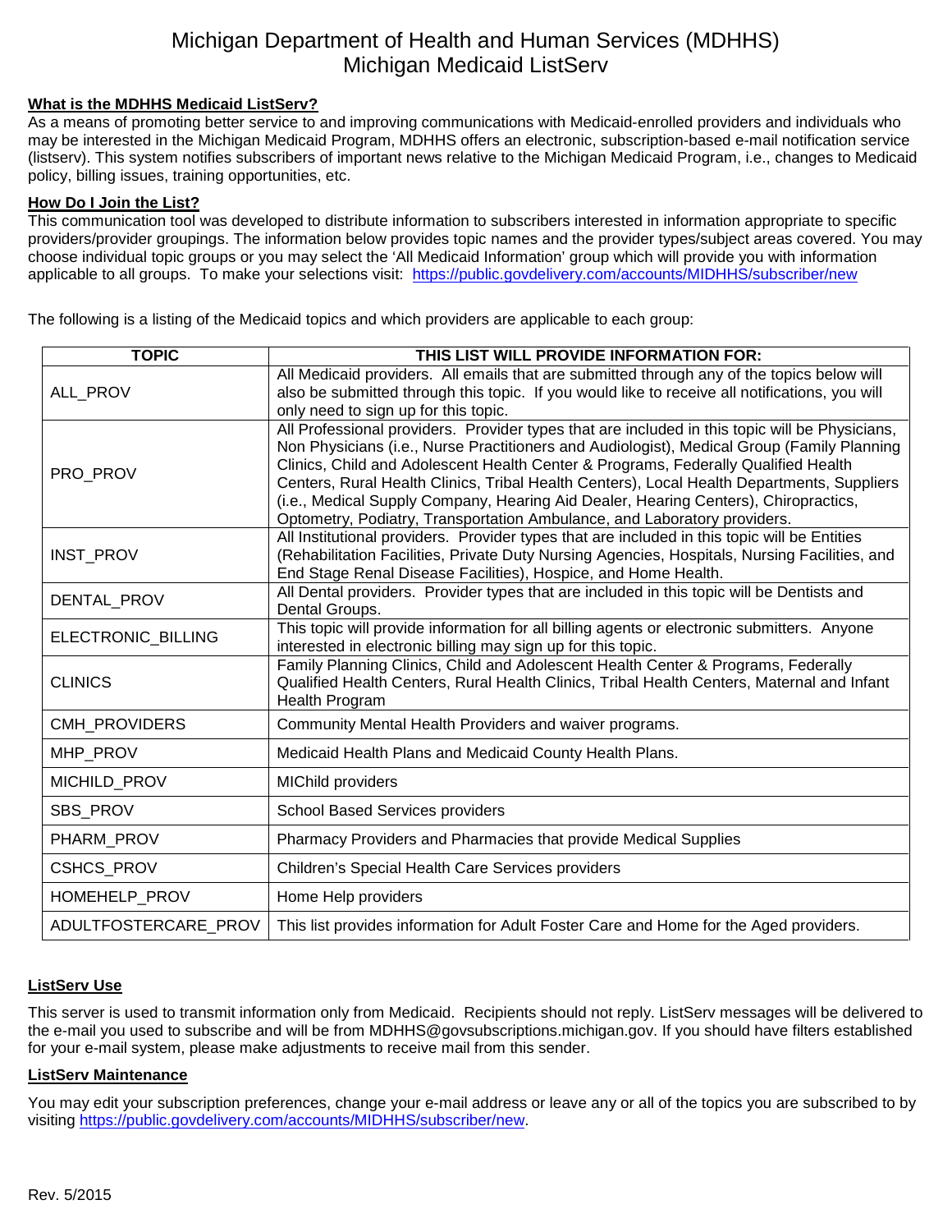# Michigan Department of Health and Human Services (MDHHS)
# Michigan Medicaid ListServ

**What is the MDHHS Medicaid ListServ?**

As a means of promoting better service to and improving communications with Medicaid-enrolled providers and individuals who may be interested in the Michigan Medicaid Program, MDHHS offers an electronic, subscription-based e-mail notification service (listserv). This system notifies subscribers of important news relative to the Michigan Medicaid Program, i.e., changes to Medicaid policy, billing issues, training opportunities, etc.

**How Do I Join the List?**

This communication tool was developed to distribute information to subscribers interested in information appropriate to specific providers/provider groupings. The information below provides topic names and the provider types/subject areas covered. You may choose individual topic groups or you may select the 'All Medicaid Information' group which will provide you with information applicable to all groups. To make your selections visit: https://public.govdelivery.com/accounts/MIDHHS/subscriber/new

The following is a listing of the Medicaid topics and which providers are applicable to each group:

| TOPIC | THIS LIST WILL PROVIDE INFORMATION FOR: |
|---|---|
| ALL_PROV | All Medicaid providers. All emails that are submitted through any of the topics below will also be submitted through this topic. If you would like to receive all notifications, you will only need to sign up for this topic. |
| PRO_PROV | All Professional providers. Provider types that are included in this topic will be Physicians, Non Physicians (i.e., Nurse Practitioners and Audiologist), Medical Group (Family Planning Clinics, Child and Adolescent Health Center & Programs, Federally Qualified Health Centers, Rural Health Clinics, Tribal Health Centers), Local Health Departments, Suppliers (i.e., Medical Supply Company, Hearing Aid Dealer, Hearing Centers), Chiropractics, Optometry, Podiatry, Transportation Ambulance, and Laboratory providers. |
| INST_PROV | All Institutional providers. Provider types that are included in this topic will be Entities (Rehabilitation Facilities, Private Duty Nursing Agencies, Hospitals, Nursing Facilities, and End Stage Renal Disease Facilities), Hospice, and Home Health. |
| DENTAL_PROV | All Dental providers. Provider types that are included in this topic will be Dentists and Dental Groups. |
| ELECTRONIC_BILLING | This topic will provide information for all billing agents or electronic submitters. Anyone interested in electronic billing may sign up for this topic. |
| CLINICS | Family Planning Clinics, Child and Adolescent Health Center & Programs, Federally Qualified Health Centers, Rural Health Clinics, Tribal Health Centers, Maternal and Infant Health Program |
| CMH_PROVIDERS | Community Mental Health Providers and waiver programs. |
| MHP_PROV | Medicaid Health Plans and Medicaid County Health Plans. |
| MICHILD_PROV | MIChild providers |
| SBS_PROV | School Based Services providers |
| PHARM_PROV | Pharmacy Providers and Pharmacies that provide Medical Supplies |
| CSHCS_PROV | Children's Special Health Care Services providers |
| HOMEHELP_PROV | Home Help providers |
| ADULTFOSTERCARE_PROV | This list provides information for Adult Foster Care and Home for the Aged providers. |

**ListServ Use**

This server is used to transmit information only from Medicaid. Recipients should not reply. ListServ messages will be delivered to the e-mail you used to subscribe and will be from MDHHS@govsubscriptions.michigan.gov. If you should have filters established for your e-mail system, please make adjustments to receive mail from this sender.

**ListServ Maintenance**

You may edit your subscription preferences, change your e-mail address or leave any or all of the topics you are subscribed to by visiting https://public.govdelivery.com/accounts/MIDHHS/subscriber/new.

Rev. 5/2015